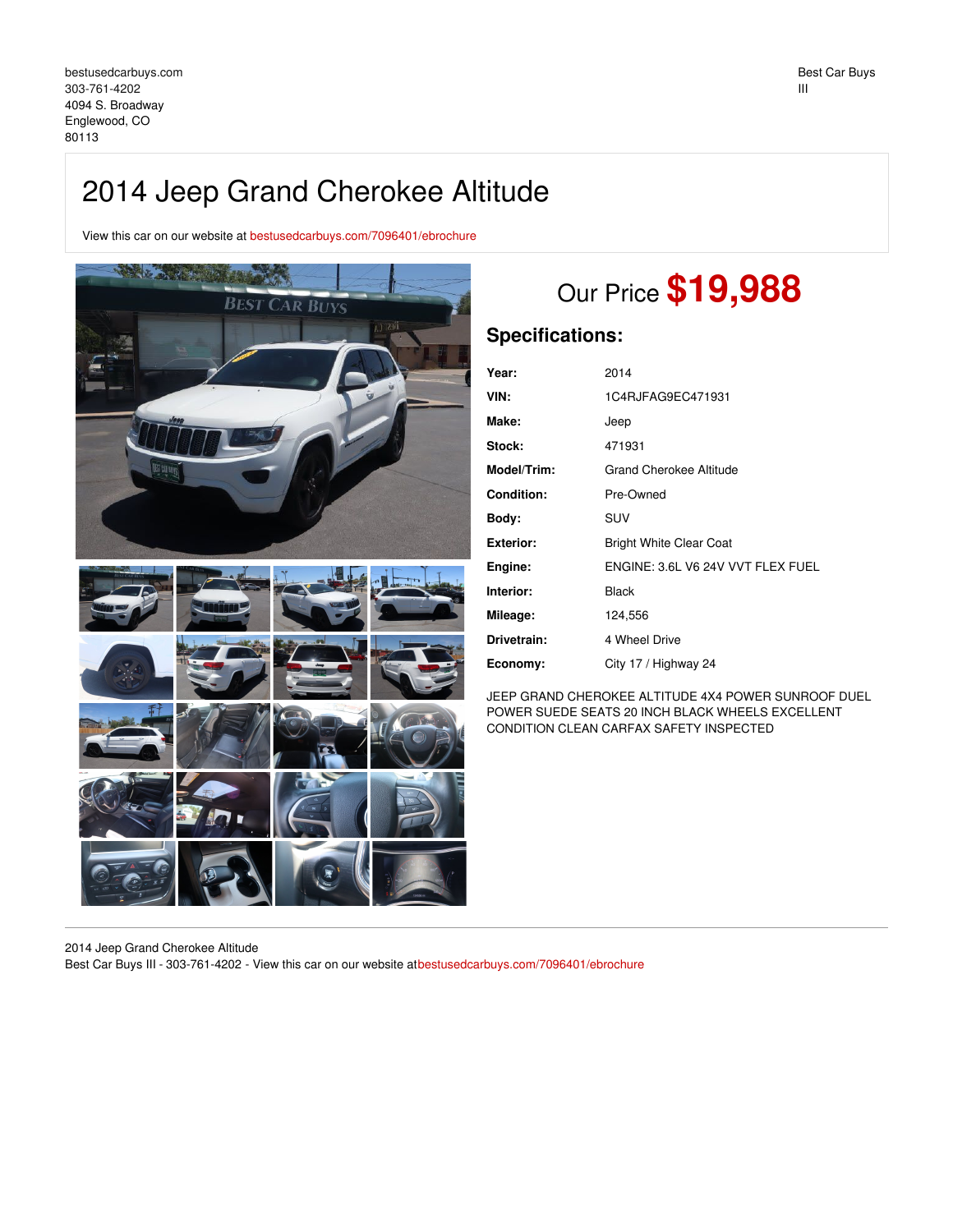bestusedcarbuys.com
303-761-4202
4094 S. Broadway
Englewood, CO
80113

Best Car Buys
III

# 2014 Jeep Grand Cherokee Altitude

View this car on our website at bestusedcarbuys.com/7096401/ebrochure

Our Price **$19,988**

## Specifications:

| | |
|---|---|
| **Year:** | 2014 |
| **VIN:** | 1C4RJFAG9EC471931 |
| **Make:** | Jeep |
| **Stock:** | 471931 |
| **Model/Trim:** | Grand Cherokee Altitude |
| **Condition:** | Pre-Owned |
| **Body:** | SUV |
| **Exterior:** | Bright White Clear Coat |
| **Engine:** | ENGINE: 3.6L V6 24V VVT FLEX FUEL |
| **Interior:** | Black |
| **Mileage:** | 124,556 |
| **Drivetrain:** | 4 Wheel Drive |
| **Economy:** | City 17 / Highway 24 |

JEEP GRAND CHEROKEE ALTITUDE 4X4 POWER SUNROOF DUEL POWER SUEDE SEATS 20 INCH BLACK WHEELS EXCELLENT CONDITION CLEAN CARFAX SAFETY INSPECTED

2014 Jeep Grand Cherokee Altitude
Best Car Buys III - 303-761-4202 - View this car on our website atbestusedcarbuys.com/7096401/ebrochure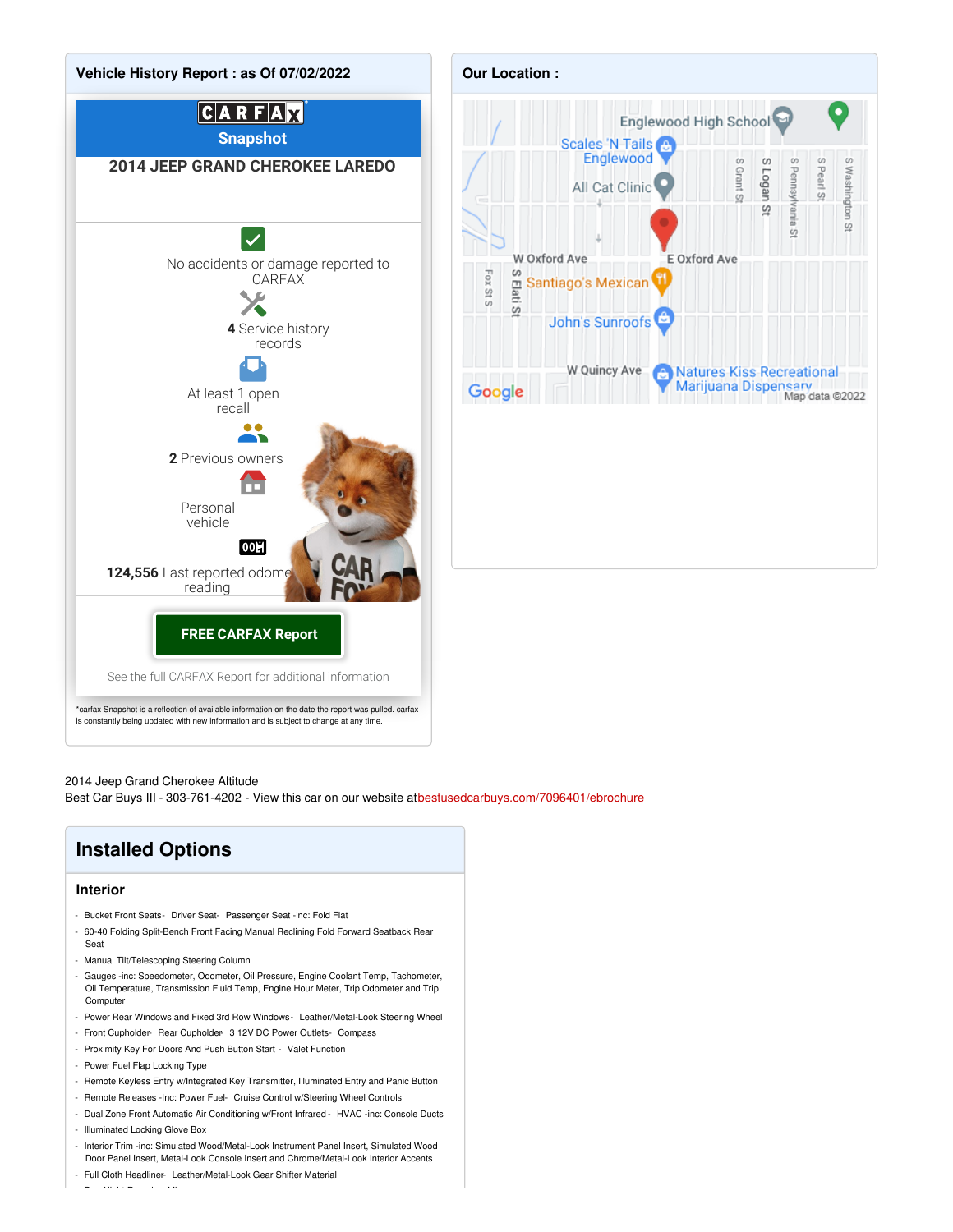## Vehicle History Report : as Of 07/02/2022

**CARFAX Snapshot**

**2014 JEEP GRAND CHEROKEE LAREDO**

No accidents or damage reported to CARFAX

**4** Service history records

At least 1 open recall

**2** Previous owners

Personal vehicle

**124,556** Last reported odometer reading

**FREE CARFAX Report**

See the full CARFAX Report for additional information

*carfax Snapshot is a reflection of available information on the date the report was pulled. carfax is constantly being updated with new information and is subject to change at any time.

## Our Location :

Englewood High School, Scales 'N Tails Englewood, All Cat Clinic, W Oxford Ave, E Oxford Ave, Santiago's Mexican, John's Sunroofs, W Quincy Ave, Natures Kiss Recreational Marijuana Dispensary, Fox St S, S Elati St, S Grant St, S Logan St, S Pennsylvania St, S Pearl St, S Washington St

Map data ©2022

---

2014 Jeep Grand Cherokee Altitude
Best Car Buys III - 303-761-4202 - View this car on our website atbestusedcarbuys.com/7096401/ebrochure

## Installed Options

### Interior

- Bucket Front Seats- Driver Seat- Passenger Seat -inc: Fold Flat
- 60-40 Folding Split-Bench Front Facing Manual Reclining Fold Forward Seatback Rear Seat
- Manual Tilt/Telescoping Steering Column
- Gauges -inc: Speedometer, Odometer, Oil Pressure, Engine Coolant Temp, Tachometer, Oil Temperature, Transmission Fluid Temp, Engine Hour Meter, Trip Odometer and Trip Computer
- Power Rear Windows and Fixed 3rd Row Windows- Leather/Metal-Look Steering Wheel
- Front Cupholder- Rear Cupholder- 3 12V DC Power Outlets- Compass
- Proximity Key For Doors And Push Button Start - Valet Function
- Power Fuel Flap Locking Type
- Remote Keyless Entry w/Integrated Key Transmitter, Illuminated Entry and Panic Button
- Remote Releases -Inc: Power Fuel- Cruise Control w/Steering Wheel Controls
- Dual Zone Front Automatic Air Conditioning w/Front Infrared - HVAC -inc: Console Ducts
- Illuminated Locking Glove Box
- Interior Trim -inc: Simulated Wood/Metal-Look Instrument Panel Insert, Simulated Wood Door Panel Insert, Metal-Look Console Insert and Chrome/Metal-Look Interior Accents
- Full Cloth Headliner- Leather/Metal-Look Gear Shifter Material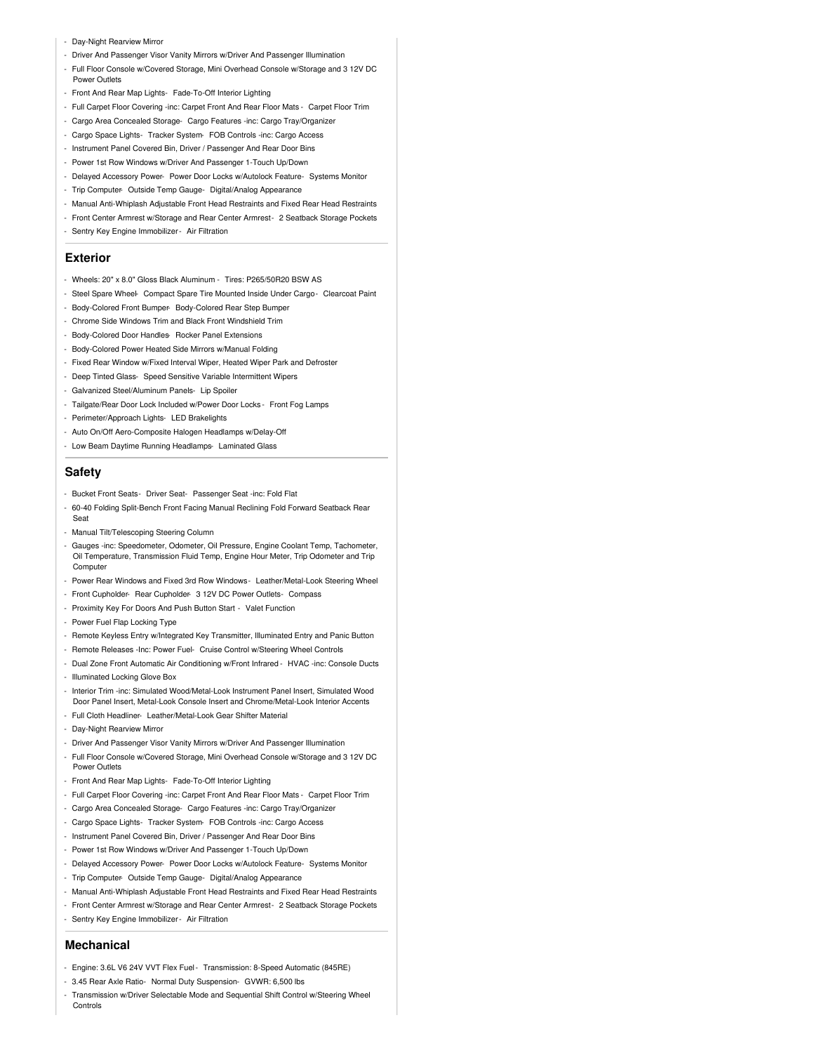- Day-Night Rearview Mirror
- Driver And Passenger Visor Vanity Mirrors w/Driver And Passenger Illumination
- Full Floor Console w/Covered Storage, Mini Overhead Console w/Storage and 3 12V DC Power Outlets
- Front And Rear Map Lights- Fade-To-Off Interior Lighting
- Full Carpet Floor Covering -inc: Carpet Front And Rear Floor Mats - Carpet Floor Trim
- Cargo Area Concealed Storage- Cargo Features -inc: Cargo Tray/Organizer
- Cargo Space Lights- Tracker System- FOB Controls -inc: Cargo Access
- Instrument Panel Covered Bin, Driver / Passenger And Rear Door Bins
- Power 1st Row Windows w/Driver And Passenger 1-Touch Up/Down
- Delayed Accessory Power- Power Door Locks w/Autolock Feature- Systems Monitor
- Trip Computer- Outside Temp Gauge- Digital/Analog Appearance
- Manual Anti-Whiplash Adjustable Front Head Restraints and Fixed Rear Head Restraints
- Front Center Armrest w/Storage and Rear Center Armrest- 2 Seatback Storage Pockets
- Sentry Key Engine Immobilizer- Air Filtration

## Exterior

- Wheels: 20" x 8.0" Gloss Black Aluminum - Tires: P265/50R20 BSW AS
- Steel Spare Wheel- Compact Spare Tire Mounted Inside Under Cargo- Clearcoat Paint
- Body-Colored Front Bumper- Body-Colored Rear Step Bumper
- Chrome Side Windows Trim and Black Front Windshield Trim
- Body-Colored Door Handles- Rocker Panel Extensions
- Body-Colored Power Heated Side Mirrors w/Manual Folding
- Fixed Rear Window w/Fixed Interval Wiper, Heated Wiper Park and Defroster
- Deep Tinted Glass- Speed Sensitive Variable Intermittent Wipers
- Galvanized Steel/Aluminum Panels- Lip Spoiler
- Tailgate/Rear Door Lock Included w/Power Door Locks - Front Fog Lamps
- Perimeter/Approach Lights- LED Brakelights
- Auto On/Off Aero-Composite Halogen Headlamps w/Delay-Off
- Low Beam Daytime Running Headlamps- Laminated Glass

## Safety

- Bucket Front Seats- Driver Seat- Passenger Seat -inc: Fold Flat
- 60-40 Folding Split-Bench Front Facing Manual Reclining Fold Forward Seatback Rear Seat
- Manual Tilt/Telescoping Steering Column
- Gauges -inc: Speedometer, Odometer, Oil Pressure, Engine Coolant Temp, Tachometer, Oil Temperature, Transmission Fluid Temp, Engine Hour Meter, Trip Odometer and Trip Computer
- Power Rear Windows and Fixed 3rd Row Windows- Leather/Metal-Look Steering Wheel
- Front Cupholder- Rear Cupholder- 3 12V DC Power Outlets- Compass
- Proximity Key For Doors And Push Button Start - Valet Function
- Power Fuel Flap Locking Type
- Remote Keyless Entry w/Integrated Key Transmitter, Illuminated Entry and Panic Button
- Remote Releases -Inc: Power Fuel- Cruise Control w/Steering Wheel Controls
- Dual Zone Front Automatic Air Conditioning w/Front Infrared - HVAC -inc: Console Ducts
- Illuminated Locking Glove Box
- Interior Trim -inc: Simulated Wood/Metal-Look Instrument Panel Insert, Simulated Wood Door Panel Insert, Metal-Look Console Insert and Chrome/Metal-Look Interior Accents
- Full Cloth Headliner- Leather/Metal-Look Gear Shifter Material
- Day-Night Rearview Mirror
- Driver And Passenger Visor Vanity Mirrors w/Driver And Passenger Illumination
- Full Floor Console w/Covered Storage, Mini Overhead Console w/Storage and 3 12V DC Power Outlets
- Front And Rear Map Lights- Fade-To-Off Interior Lighting
- Full Carpet Floor Covering -inc: Carpet Front And Rear Floor Mats - Carpet Floor Trim
- Cargo Area Concealed Storage- Cargo Features -inc: Cargo Tray/Organizer
- Cargo Space Lights- Tracker System- FOB Controls -inc: Cargo Access
- Instrument Panel Covered Bin, Driver / Passenger And Rear Door Bins
- Power 1st Row Windows w/Driver And Passenger 1-Touch Up/Down
- Delayed Accessory Power- Power Door Locks w/Autolock Feature- Systems Monitor
- Trip Computer- Outside Temp Gauge- Digital/Analog Appearance
- Manual Anti-Whiplash Adjustable Front Head Restraints and Fixed Rear Head Restraints
- Front Center Armrest w/Storage and Rear Center Armrest- 2 Seatback Storage Pockets
- Sentry Key Engine Immobilizer- Air Filtration

## Mechanical

- Engine: 3.6L V6 24V VVT Flex Fuel - Transmission: 8-Speed Automatic (845RE)
- 3.45 Rear Axle Ratio- Normal Duty Suspension- GVWR: 6,500 lbs
- Transmission w/Driver Selectable Mode and Sequential Shift Control w/Steering Wheel Controls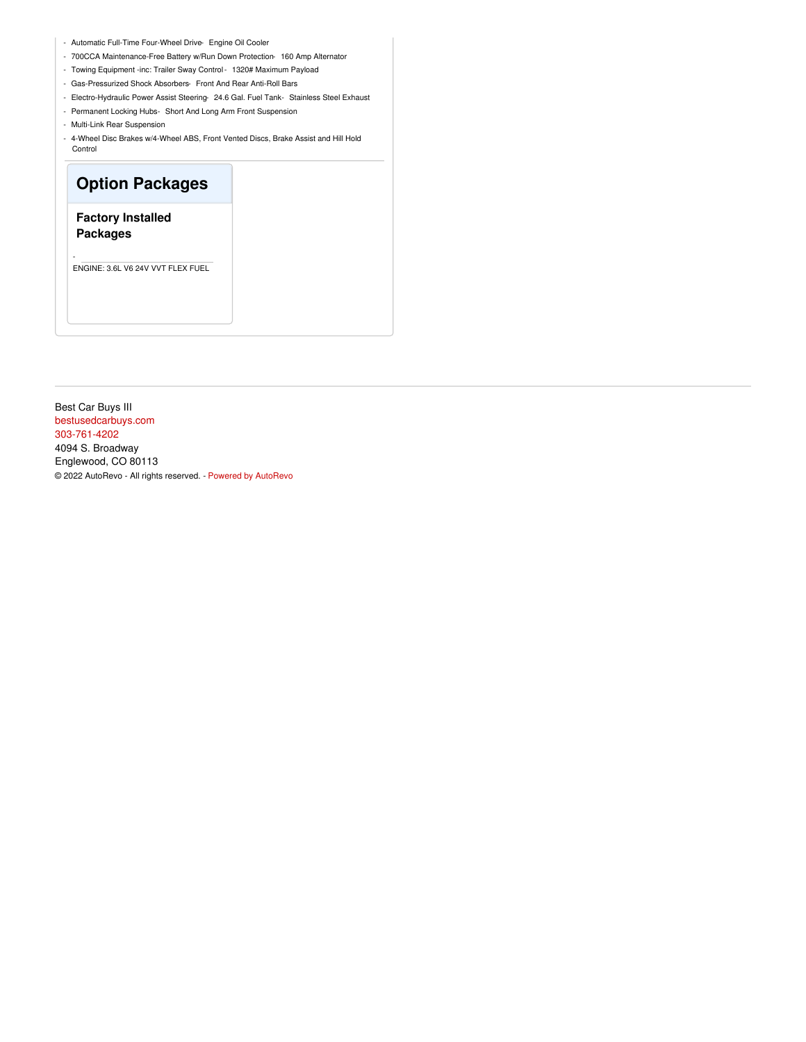- Automatic Full-Time Four-Wheel Drive- Engine Oil Cooler
- 700CCA Maintenance-Free Battery w/Run Down Protection- 160 Amp Alternator
- Towing Equipment -inc: Trailer Sway Control - 1320# Maximum Payload
- Gas-Pressurized Shock Absorbers- Front And Rear Anti-Roll Bars
- Electro-Hydraulic Power Assist Steering- 24.6 Gal. Fuel Tank- Stainless Steel Exhaust
- Permanent Locking Hubs- Short And Long Arm Front Suspension
- Multi-Link Rear Suspension
- 4-Wheel Disc Brakes w/4-Wheel ABS, Front Vented Discs, Brake Assist and Hill Hold Control

## Option Packages

### Factory Installed Packages

- ENGINE: 3.6L V6 24V VVT FLEX FUEL

---

Best Car Buys III
bestusedcarbuys.com
303-761-4202
4094 S. Broadway
Englewood, CO 80113
© 2022 AutoRevo - All rights reserved. - Powered by AutoRevo